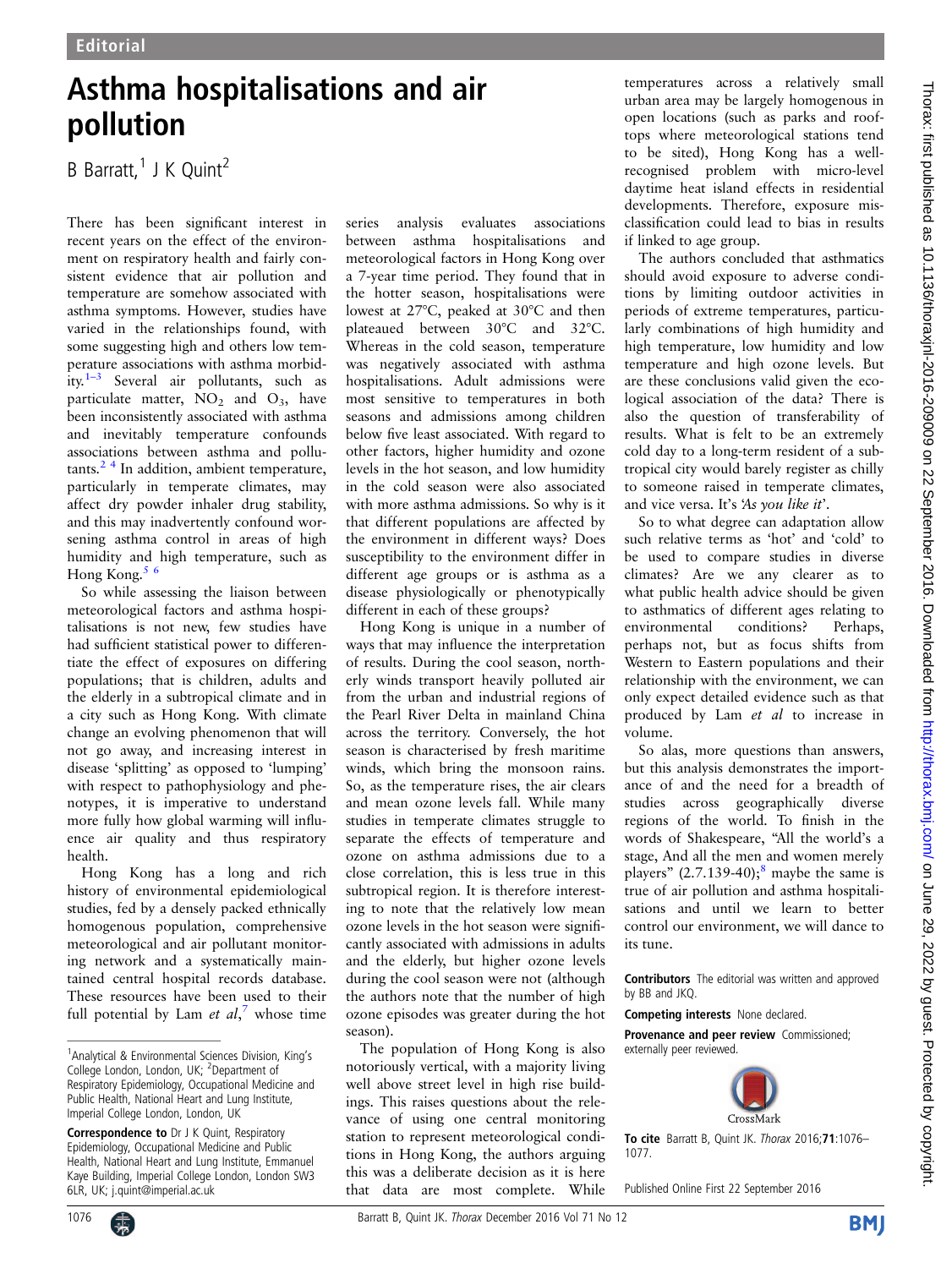Editorial

# Asthma hospitalisations and air pollution

B Barratt,[1] J K Quint[2]

There has been significant interest in recent years on the effect of the environment on respiratory health and fairly consistent evidence that air pollution and temperature are somehow associated with asthma symptoms. However, studies have varied in the relationships found, with some suggesting high and others low temperature associations with asthma morbidity.[1–3] Several air pollutants, such as particulate matter, $NO_2$ and $O_3$, have been inconsistently associated with asthma and inevitably temperature confounds associations between asthma and pollutants.[2,4] In addition, ambient temperature, particularly in temperate climates, may affect dry powder inhaler drug stability, and this may inadvertently confound worsening asthma control in areas of high humidity and high temperature, such as Hong Kong.[5,6]

So while assessing the liaison between meteorological factors and asthma hospitalisations is not new, few studies have had sufficient statistical power to differentiate the effect of exposures on differing populations; that is children, adults and the elderly in a subtropical climate and in a city such as Hong Kong. With climate change an evolving phenomenon that will not go away, and increasing interest in disease 'splitting' as opposed to 'lumping' with respect to pathophysiology and phenotypes, it is imperative to understand more fully how global warming will influence air quality and thus respiratory health.

Hong Kong has a long and rich history of environmental epidemiological studies, fed by a densely packed ethnically homogenous population, comprehensive meteorological and air pollutant monitoring network and a systematically maintained central hospital records database. These resources have been used to their full potential by Lam *et al*,[7] whose time series analysis evaluates associations between asthma hospitalisations and meteorological factors in Hong Kong over a 7-year time period. They found that in the hotter season, hospitalisations were lowest at 27°C, peaked at 30°C and then plateaued between 30°C and 32°C. Whereas in the cold season, temperature was negatively associated with asthma hospitalisations. Adult admissions were most sensitive to temperatures in both seasons and admissions among children below five least associated. With regard to other factors, higher humidity and ozone levels in the hot season, and low humidity in the cold season were also associated with more asthma admissions. So why is it that different populations are affected by the environment in different ways? Does susceptibility to the environment differ in different age groups or is asthma as a disease physiologically or phenotypically different in each of these groups?

Hong Kong is unique in a number of ways that may influence the interpretation of results. During the cool season, northerly winds transport heavily polluted air from the urban and industrial regions of the Pearl River Delta in mainland China across the territory. Conversely, the hot season is characterised by fresh maritime winds, which bring the monsoon rains. So, as the temperature rises, the air clears and mean ozone levels fall. While many studies in temperate climates struggle to separate the effects of temperature and ozone on asthma admissions due to a close correlation, this is less true in this subtropical region. It is therefore interesting to note that the relatively low mean ozone levels in the hot season were significantly associated with admissions in adults and the elderly, but higher ozone levels during the cool season were not (although the authors note that the number of high ozone episodes was greater during the hot season).

The population of Hong Kong is also notoriously vertical, with a majority living well above street level in high rise buildings. This raises questions about the relevance of using one central monitoring station to represent meteorological conditions in Hong Kong, the authors arguing this was a deliberate decision as it is here that data are most complete. While temperatures across a relatively small urban area may be largely homogenous in open locations (such as parks and rooftops where meteorological stations tend to be sited), Hong Kong has a well-recognised problem with micro-level daytime heat island effects in residential developments. Therefore, exposure misclassification could lead to bias in results if linked to age group.

The authors concluded that asthmatics should avoid exposure to adverse conditions by limiting outdoor activities in periods of extreme temperatures, particularly combinations of high humidity and high temperature, low humidity and low temperature and high ozone levels. But are these conclusions valid given the ecological association of the data? There is also the question of transferability of results. What is felt to be an extremely cold day to a long-term resident of a subtropical city would barely register as chilly to someone raised in temperate climates, and vice versa. It's *'As you like it'*.

So to what degree can adaptation allow such relative terms as 'hot' and 'cold' to be used to compare studies in diverse climates? Are we any clearer as to what public health advice should be given to asthmatics of different ages relating to environmental conditions? Perhaps, perhaps not, but as focus shifts from Western to Eastern populations and their relationship with the environment, we can only expect detailed evidence such as that produced by Lam *et al* to increase in volume.

So alas, more questions than answers, but this analysis demonstrates the importance of and the need for a breadth of studies across geographically diverse regions of the world. To finish in the words of Shakespeare, "All the world's a stage, And all the men and women merely players" (2.7.139-40);[8] maybe the same is true of air pollution and asthma hospitalisations and until we learn to better control our environment, we will dance to its tune.

**Contributors** The editorial was written and approved by BB and JKQ.

**Competing interests** None declared.

**Provenance and peer review** Commissioned; externally peer reviewed.

**To cite** Barratt B, Quint JK. *Thorax* 2016;**71**:1076–1077.

Published Online First 22 September 2016

[1]Analytical & Environmental Sciences Division, King's College London, London, UK; [2]Department of Respiratory Epidemiology, Occupational Medicine and Public Health, National Heart and Lung Institute, Imperial College London, London, UK

**Correspondence to** Dr J K Quint, Respiratory Epidemiology, Occupational Medicine and Public Health, National Heart and Lung Institute, Imperial College London, Emmanuel Kaye Building, London SW3 6LR, UK; j.quint@imperial.ac.uk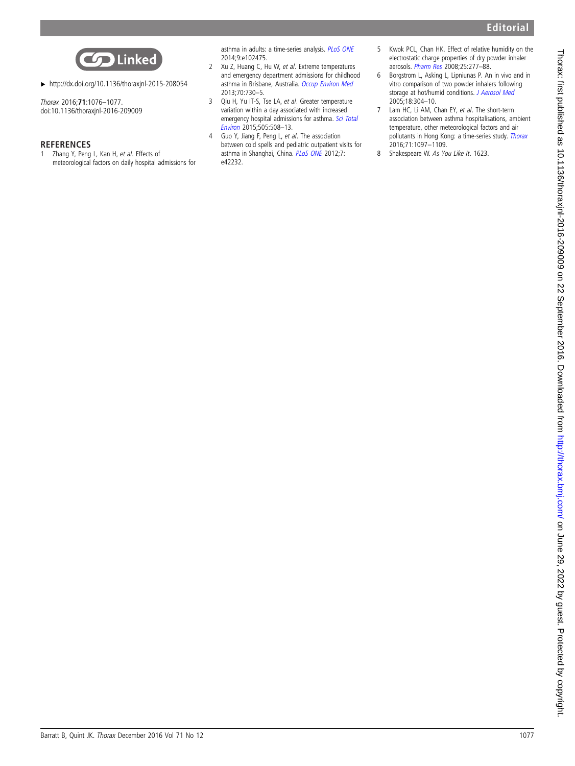Linked

► http://dx.doi.org/10.1136/thoraxjnl-2015-208054

*Thorax* 2016;**71**:1076–1077.
doi:10.1136/thoraxjnl-2016-209009

## REFERENCES

1. Zhang Y, Peng L, Kan H, *et al*. Effects of meteorological factors on daily hospital admissions for asthma in adults: a time-series analysis. *PLoS ONE* 2014;9:e102475.
2. Xu Z, Huang C, Hu W, *et al*. Extreme temperatures and emergency department admissions for childhood asthma in Brisbane, Australia. *Occup Environ Med* 2013;70:730–5.
3. Qiu H, Yu IT-S, Tse LA, *et al*. Greater temperature variation within a day associated with increased emergency hospital admissions for asthma. *Sci Total Environ* 2015;505:508–13.
4. Guo Y, Jiang F, Peng L, *et al*. The association between cold spells and pediatric outpatient visits for asthma in Shanghai, China. *PLoS ONE* 2012;7:e42232.
5. Kwok PCL, Chan HK. Effect of relative humidity on the electrostatic charge properties of dry powder inhaler aerosols. *Pharm Res* 2008;25:277–88.
6. Borgstrom L, Asking L, Lipniunas P. An in vivo and in vitro comparison of two powder inhalers following storage at hot/humid conditions. *J Aerosol Med* 2005;18:304–10.
7. Lam HC, Li AM, Chan EY, *et al*. The short-term association between asthma hospitalisations, ambient temperature, other meteorological factors and air pollutants in Hong Kong: a time-series study. *Thorax* 2016;71:1097–1109.
8. Shakespeare W. *As You Like It*. 1623.